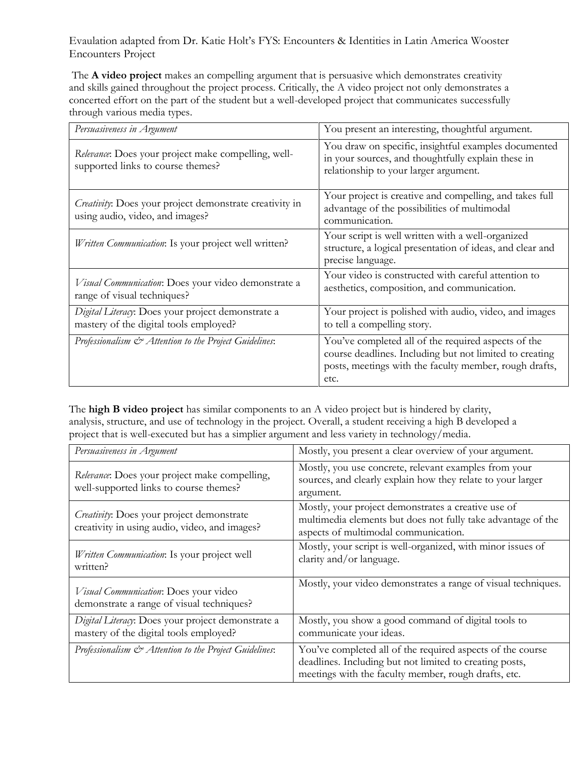Evaulation adapted from Dr. Katie Holt's FYS: Encounters & Identities in Latin America Wooster Encounters Project

The **A video project** makes an compelling argument that is persuasive which demonstrates creativity and skills gained throughout the project process. Critically, the A video project not only demonstrates a concerted effort on the part of the student but a well-developed project that communicates successfully through various media types.

| *Persuasiveness in Argument* | You present an interesting, thoughtful argument. |
|---|---|
| *Relevance*: Does your project make compelling, well-supported links to course themes? | You draw on specific, insightful examples documented in your sources, and thoughtfully explain these in relationship to your larger argument. |
| *Creativity*: Does your project demonstrate creativity in using audio, video, and images? | Your project is creative and compelling, and takes full advantage of the possibilities of multimodal communication. |
| *Written Communication*: Is your project well written? | Your script is well written with a well-organized structure, a logical presentation of ideas, and clear and precise language. |
| *Visual Communication*: Does your video demonstrate a range of visual techniques? | Your video is constructed with careful attention to aesthetics, composition, and communication. |
| *Digital Literacy*: Does your project demonstrate a mastery of the digital tools employed? | Your project is polished with audio, video, and images to tell a compelling story. |
| *Professionalism & Attention to the Project Guidelines*: | You've completed all of the required aspects of the course deadlines. Including but not limited to creating posts, meetings with the faculty member, rough drafts, etc. |

The **high B video project** has similar components to an A video project but is hindered by clarity, analysis, structure, and use of technology in the project. Overall, a student receiving a high B developed a project that is well-executed but has a simplier argument and less variety in technology/media.

| *Persuasiveness in Argument* | Mostly, you present a clear overview of your argument. |
|---|---|
| *Relevance*: Does your project make compelling, well-supported links to course themes? | Mostly, you use concrete, relevant examples from your sources, and clearly explain how they relate to your larger argument. |
| *Creativity*: Does your project demonstrate creativity in using audio, video, and images? | Mostly, your project demonstrates a creative use of multimedia elements but does not fully take advantage of the aspects of multimodal communication. |
| *Written Communication*: Is your project well written? | Mostly, your script is well-organized, with minor issues of clarity and/or language. |
| *Visual Communication*: Does your video demonstrate a range of visual techniques? | Mostly, your video demonstrates a range of visual techniques. |
| *Digital Literacy*: Does your project demonstrate a mastery of the digital tools employed? | Mostly, you show a good command of digital tools to communicate your ideas. |
| *Professionalism & Attention to the Project Guidelines*: | You've completed all of the required aspects of the course deadlines. Including but not limited to creating posts, meetings with the faculty member, rough drafts, etc. |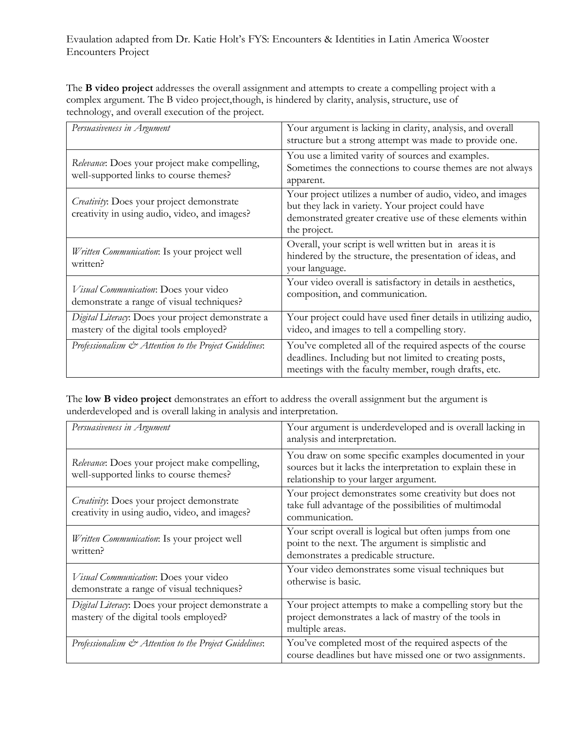Evaulation adapted from Dr. Katie Holt's FYS: Encounters & Identities in Latin America Wooster Encounters Project

The **B video project** addresses the overall assignment and attempts to create a compelling project with a complex argument. The B video project,though, is hindered by clarity, analysis, structure, use of technology, and overall execution of the project.

| *Persuasiveness in Argument* | Your argument is lacking in clarity, analysis, and overall structure but a strong attempt was made to provide one. |
|---|---|
| *Relevance*: Does your project make compelling, well-supported links to course themes? | You use a limited varity of sources and examples. Sometimes the connections to course themes are not always apparent. |
| *Creativity*: Does your project demonstrate creativity in using audio, video, and images? | Your project utilizes a number of audio, video, and images but they lack in variety. Your project could have demonstrated greater creative use of these elements within the project. |
| *Written Communication*: Is your project well written? | Overall, your script is well written but in areas it is hindered by the structure, the presentation of ideas, and your language. |
| *Visual Communication*: Does your video demonstrate a range of visual techniques? | Your video overall is satisfactory in details in aesthetics, composition, and communication. |
| *Digital Literacy*: Does your project demonstrate a mastery of the digital tools employed? | Your project could have used finer details in utilizing audio, video, and images to tell a compelling story. |
| *Professionalism & Attention to the Project Guidelines*: | You've completed all of the required aspects of the course deadlines. Including but not limited to creating posts, meetings with the faculty member, rough drafts, etc. |

The **low B video project** demonstrates an effort to address the overall assignment but the argument is underdeveloped and is overall laking in analysis and interpretation.

| *Persuasiveness in Argument* | Your argument is underdeveloped and is overall lacking in analysis and interpretation. |
|---|---|
| *Relevance*: Does your project make compelling, well-supported links to course themes? | You draw on some specific examples documented in your sources but it lacks the interpretation to explain these in relationship to your larger argument. |
| *Creativity*: Does your project demonstrate creativity in using audio, video, and images? | Your project demonstrates some creativity but does not take full advantage of the possibilities of multimodal communication. |
| *Written Communication*: Is your project well written? | Your script overall is logical but often jumps from one point to the next. The argument is simplistic and demonstrates a predicable structure. |
| *Visual Communication*: Does your video demonstrate a range of visual techniques? | Your video demonstrates some visual techniques but otherwise is basic. |
| *Digital Literacy*: Does your project demonstrate a mastery of the digital tools employed? | Your project attempts to make a compelling story but the project demonstrates a lack of mastry of the tools in multiple areas. |
| *Professionalism & Attention to the Project Guidelines*: | You've completed most of the required aspects of the course deadlines but have missed one or two assignments. |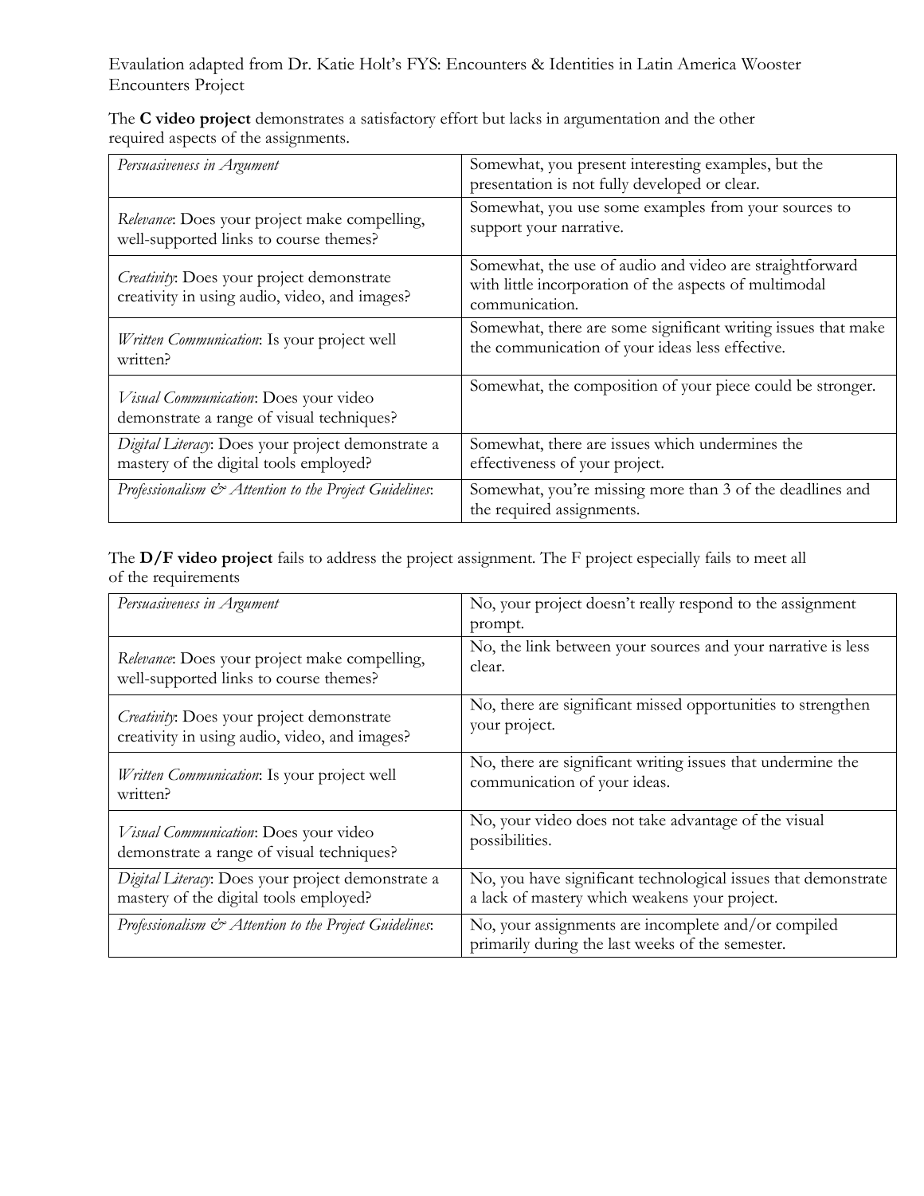Evaulation adapted from Dr. Katie Holt's FYS: Encounters & Identities in Latin America Wooster Encounters Project

The **C video project** demonstrates a satisfactory effort but lacks in argumentation and the other required aspects of the assignments.

| | |
|---|---|
| *Persuasiveness in Argument* | Somewhat, you present interesting examples, but the presentation is not fully developed or clear. |
| *Relevance*: Does your project make compelling, well-supported links to course themes? | Somewhat, you use some examples from your sources to support your narrative. |
| *Creativity*: Does your project demonstrate creativity in using audio, video, and images? | Somewhat, the use of audio and video are straightforward with little incorporation of the aspects of multimodal communication. |
| *Written Communication*: Is your project well written? | Somewhat, there are some significant writing issues that make the communication of your ideas less effective. |
| *Visual Communication*: Does your video demonstrate a range of visual techniques? | Somewhat, the composition of your piece could be stronger. |
| *Digital Literacy*: Does your project demonstrate a mastery of the digital tools employed? | Somewhat, there are issues which undermines the effectiveness of your project. |
| *Professionalism & Attention to the Project Guidelines*: | Somewhat, you're missing more than 3 of the deadlines and the required assignments. |

The **D/F video project** fails to address the project assignment. The F project especially fails to meet all of the requirements

| | |
|---|---|
| *Persuasiveness in Argument* | No, your project doesn't really respond to the assignment prompt. |
| *Relevance*: Does your project make compelling, well-supported links to course themes? | No, the link between your sources and your narrative is less clear. |
| *Creativity*: Does your project demonstrate creativity in using audio, video, and images? | No, there are significant missed opportunities to strengthen your project. |
| *Written Communication*: Is your project well written? | No, there are significant writing issues that undermine the communication of your ideas. |
| *Visual Communication*: Does your video demonstrate a range of visual techniques? | No, your video does not take advantage of the visual possibilities. |
| *Digital Literacy*: Does your project demonstrate a mastery of the digital tools employed? | No, you have significant technological issues that demonstrate a lack of mastery which weakens your project. |
| *Professionalism & Attention to the Project Guidelines*: | No, your assignments are incomplete and/or compiled primarily during the last weeks of the semester. |